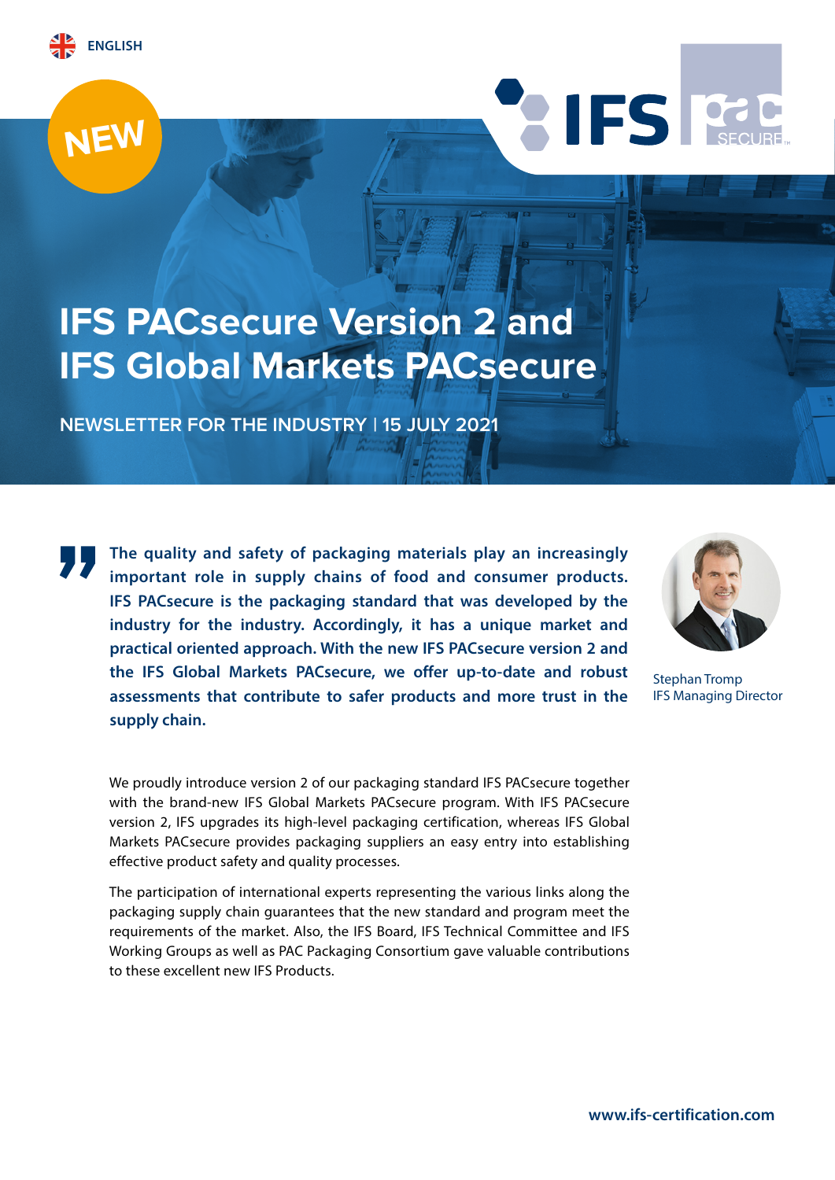ENGLISH

NEW

# IFS PACsecure Version 2 and IFS Global Markets PACsecure

NEWSLETTER FOR THE INDUSTRY | 15 JULY 2021

> **The quality and safety of packaging materials play an increasingly important role in supply chains of food and consumer products. IFS PACsecure is the packaging standard that was developed by the industry for the industry. Accordingly, it has a unique market and practical oriented approach. With the new IFS PACsecure version 2 and the IFS Global Markets PACsecure, we offer up-to-date and robust assessments that contribute to safer products and more trust in the supply chain.**

Stephan Tromp
IFS Managing Director

We proudly introduce version 2 of our packaging standard IFS PACsecure together with the brand-new IFS Global Markets PACsecure program. With IFS PACsecure version 2, IFS upgrades its high-level packaging certification, whereas IFS Global Markets PACsecure provides packaging suppliers an easy entry into establishing effective product safety and quality processes.

The participation of international experts representing the various links along the packaging supply chain guarantees that the new standard and program meet the requirements of the market. Also, the IFS Board, IFS Technical Committee and IFS Working Groups as well as PAC Packaging Consortium gave valuable contributions to these excellent new IFS Products.

www.ifs-certification.com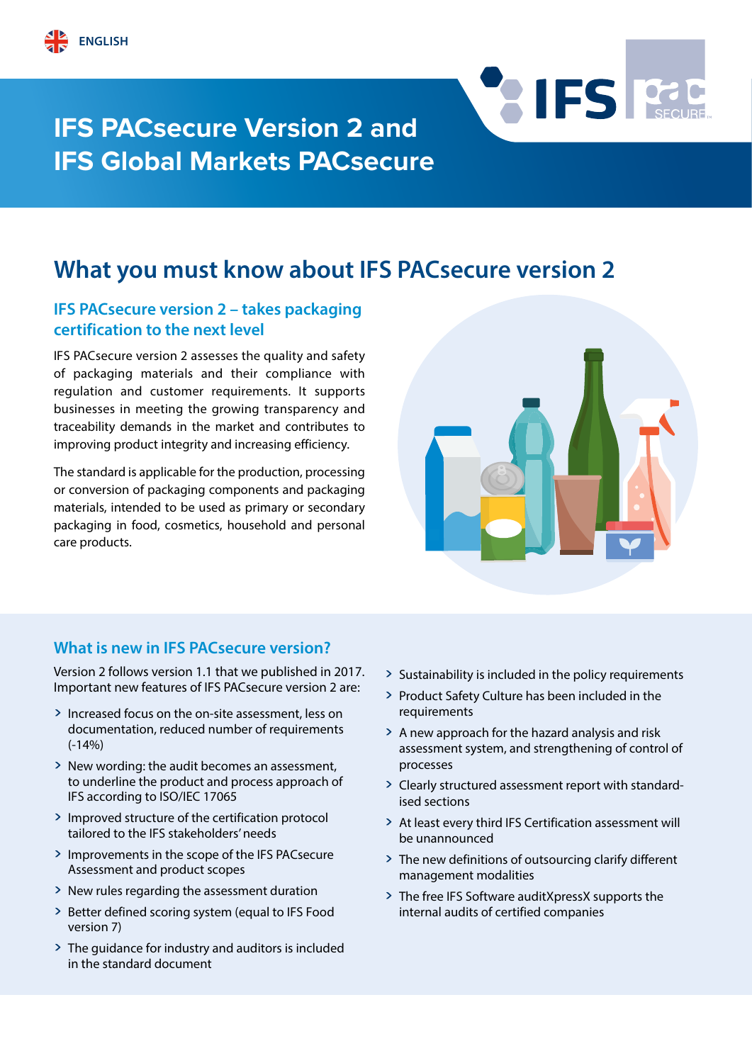ENGLISH

# IFS PACsecure Version 2 and IFS Global Markets PACsecure

## What you must know about IFS PACsecure version 2

### IFS PACsecure version 2 – takes packaging certification to the next level

IFS PACsecure version 2 assesses the quality and safety of packaging materials and their compliance with regulation and customer requirements. It supports businesses in meeting the growing transparency and traceability demands in the market and contributes to improving product integrity and increasing efficiency.

The standard is applicable for the production, processing or conversion of packaging components and packaging materials, intended to be used as primary or secondary packaging in food, cosmetics, household and personal care products.

### What is new in IFS PACsecure version?

Version 2 follows version 1.1 that we published in 2017. Important new features of IFS PACsecure version 2 are:

- Increased focus on the on-site assessment, less on documentation, reduced number of requirements (-14%)
- New wording: the audit becomes an assessment, to underline the product and process approach of IFS according to ISO/IEC 17065
- Improved structure of the certification protocol tailored to the IFS stakeholders' needs
- Improvements in the scope of the IFS PACsecure Assessment and product scopes
- New rules regarding the assessment duration
- Better defined scoring system (equal to IFS Food version 7)
- The guidance for industry and auditors is included in the standard document
- Sustainability is included in the policy requirements
- Product Safety Culture has been included in the requirements
- A new approach for the hazard analysis and risk assessment system, and strengthening of control of processes
- Clearly structured assessment report with standardised sections
- At least every third IFS Certification assessment will be unannounced
- The new definitions of outsourcing clarify different management modalities
- The free IFS Software auditXpressX supports the internal audits of certified companies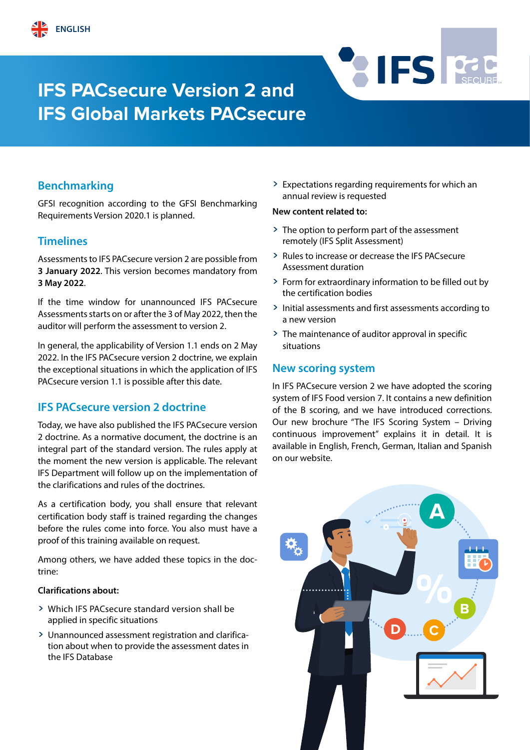ENGLISH

# IFS PACsecure Version 2 and IFS Global Markets PACsecure

## Benchmarking

GFSI recognition according to the GFSI Benchmarking Requirements Version 2020.1 is planned.

## Timelines

Assessments to IFS PACsecure version 2 are possible from **3 January 2022**. This version becomes mandatory from **3 May 2022**.

If the time window for unannounced IFS PACsecure Assessments starts on or after the 3 of May 2022, then the auditor will perform the assessment to version 2.

In general, the applicability of Version 1.1 ends on 2 May 2022. In the IFS PACsecure version 2 doctrine, we explain the exceptional situations in which the application of IFS PACsecure version 1.1 is possible after this date.

## IFS PACsecure version 2 doctrine

Today, we have also published the IFS PACsecure version 2 doctrine. As a normative document, the doctrine is an integral part of the standard version. The rules apply at the moment the new version is applicable. The relevant IFS Department will follow up on the implementation of the clarifications and rules of the doctrines.

As a certification body, you shall ensure that relevant certification body staff is trained regarding the changes before the rules come into force. You also must have a proof of this training available on request.

Among others, we have added these topics in the doctrine:

**Clarifications about:**

- Which IFS PACsecure standard version shall be applied in specific situations
- Unannounced assessment registration and clarification about when to provide the assessment dates in the IFS Database
- Expectations regarding requirements for which an annual review is requested

**New content related to:**

- The option to perform part of the assessment remotely (IFS Split Assessment)
- Rules to increase or decrease the IFS PACsecure Assessment duration
- Form for extraordinary information to be filled out by the certification bodies
- Initial assessments and first assessments according to a new version
- The maintenance of auditor approval in specific situations

## New scoring system

In IFS PACsecure version 2 we have adopted the scoring system of IFS Food version 7. It contains a new definition of the B scoring, and we have introduced corrections. Our new brochure "The IFS Scoring System – Driving continuous improvement" explains it in detail. It is available in English, French, German, Italian and Spanish on our website.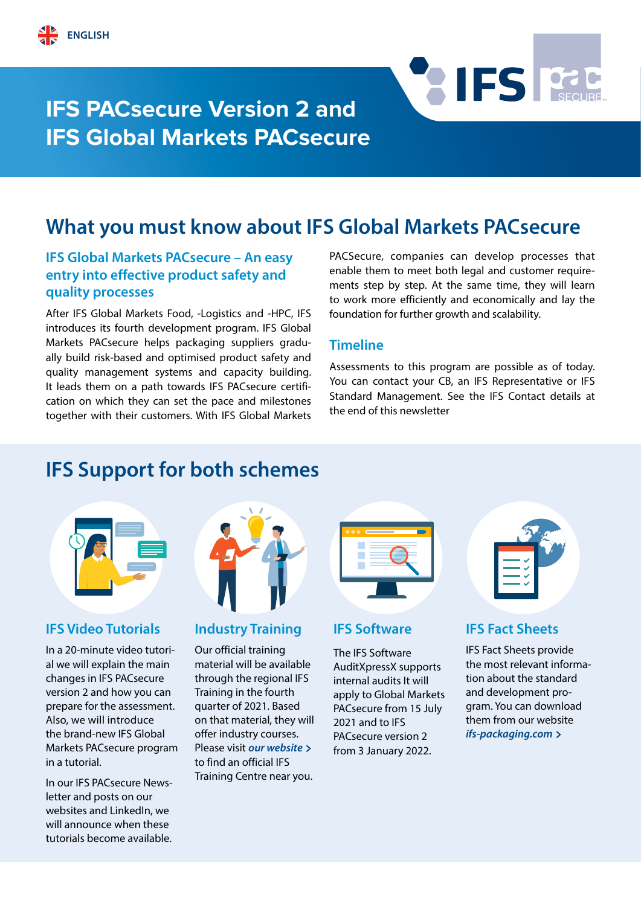ENGLISH

# IFS PACsecure Version 2 and IFS Global Markets PACsecure

## What you must know about IFS Global Markets PACsecure

### IFS Global Markets PACsecure – An easy entry into effective product safety and quality processes

After IFS Global Markets Food, -Logistics and -HPC, IFS introduces its fourth development program. IFS Global Markets PACsecure helps packaging suppliers gradually build risk-based and optimised product safety and quality management systems and capacity building. It leads them on a path towards IFS PACsecure certification on which they can set the pace and milestones together with their customers. With IFS Global Markets PACSecure, companies can develop processes that enable them to meet both legal and customer requirements step by step. At the same time, they will learn to work more efficiently and economically and lay the foundation for further growth and scalability.

### Timeline

Assessments to this program are possible as of today. You can contact your CB, an IFS Representative or IFS Standard Management. See the IFS Contact details at the end of this newsletter

## IFS Support for both schemes

### IFS Video Tutorials

In a 20-minute video tutorial we will explain the main changes in IFS PACsecure version 2 and how you can prepare for the assessment. Also, we will introduce the brand-new IFS Global Markets PACsecure program in a tutorial.

In our IFS PACsecure Newsletter and posts on our websites and LinkedIn, we will announce when these tutorials become available.

### Industry Training

Our official training material will be available through the regional IFS Training in the fourth quarter of 2021. Based on that material, they will offer industry courses. Please visit ***our website >*** to find an official IFS Training Centre near you.

### IFS Software

The IFS Software AuditXpressX supports internal audits It will apply to Global Markets PACsecure from 15 July 2021 and to IFS PACsecure version 2 from 3 January 2022.

### IFS Fact Sheets

IFS Fact Sheets provide the most relevant information about the standard and development program. You can download them from our website ***ifs-packaging.com >***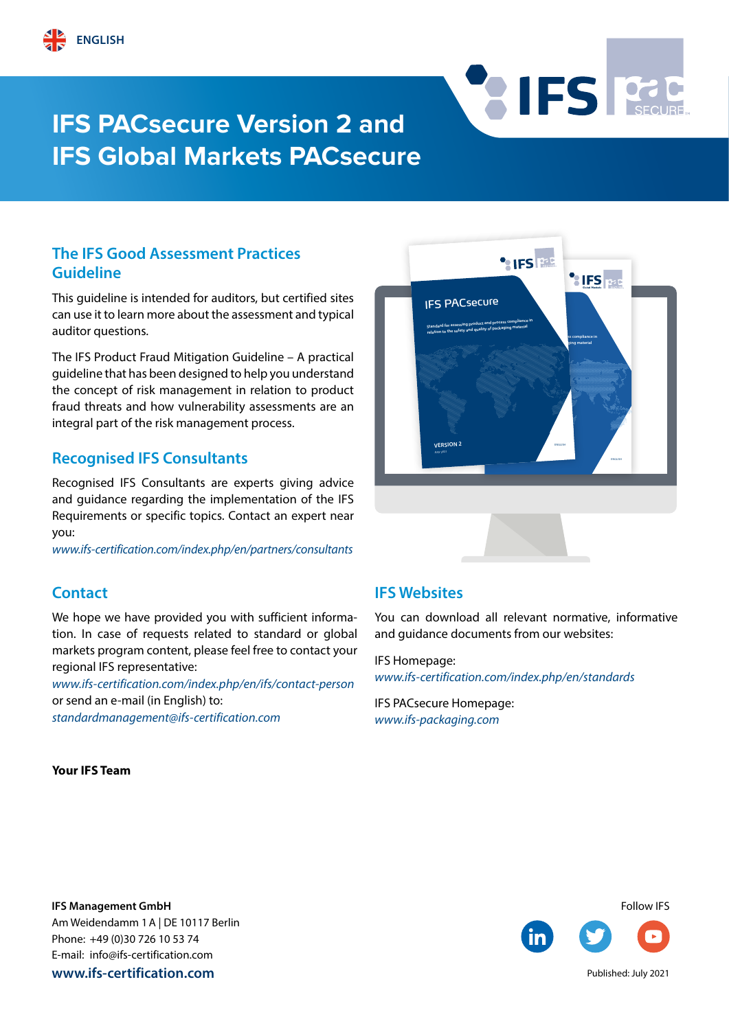ENGLISH

# IFS PACsecure Version 2 and IFS Global Markets PACsecure

## The IFS Good Assessment Practices Guideline

This guideline is intended for auditors, but certified sites can use it to learn more about the assessment and typical auditor questions.

The IFS Product Fraud Mitigation Guideline – A practical guideline that has been designed to help you understand the concept of risk management in relation to product fraud threats and how vulnerability assessments are an integral part of the risk management process.

## Recognised IFS Consultants

Recognised IFS Consultants are experts giving advice and guidance regarding the implementation of the IFS Requirements or specific topics. Contact an expert near you:
*www.ifs-certification.com/index.php/en/partners/consultants*

## Contact

We hope we have provided you with sufficient information. In case of requests related to standard or global markets program content, please feel free to contact your regional IFS representative:
*www.ifs-certification.com/index.php/en/ifs/contact-person*
or send an e-mail (in English) to:
*standardmanagement@ifs-certification.com*

## IFS Websites

You can download all relevant normative, informative and guidance documents from our websites:

IFS Homepage:
*www.ifs-certification.com/index.php/en/standards*

IFS PACsecure Homepage:
*www.ifs-packaging.com*

**Your IFS Team**

**IFS Management GmbH**
Am Weidendamm 1 A | DE 10117 Berlin
Phone: +49 (0)30 726 10 53 74
E-mail: info@ifs-certification.com
**www.ifs-certification.com**

Follow IFS

Published: July 2021